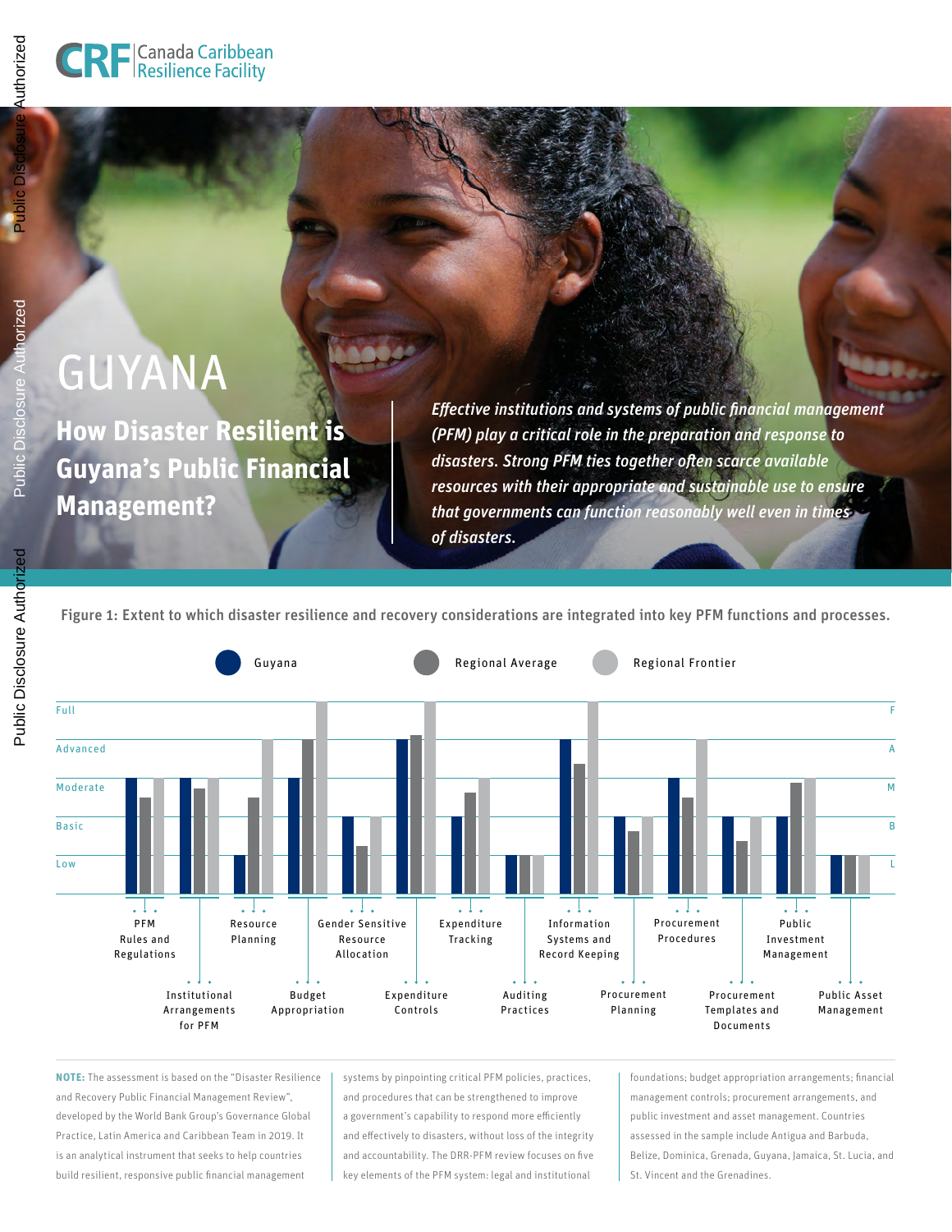CRF Canada Caribbean Resilience Facility

# GUYANA

## How Disaster Resilient is Guyana's Public Financial Management?

*Effective institutions and systems of public financial management (PFM) play a critical role in the preparation and response to disasters. Strong PFM ties together often scarce available resources with their appropriate and sustainable use to ensure that governments can function reasonably well even in times of disasters.*

**Figure 1: Extent to which disaster resilience and recovery considerations are integrated into key PFM functions and processes.**

Legend: Guyana, Regional Average, Regional Frontier

Scale: Low (L), Basic (B), Moderate (M), Advanced (A), Full (F)

| PFM function | Guyana | Regional Average | Regional Frontier |
|---|---|---|---|
| PFM Rules and Regulations | Moderate | Basic–Moderate | Moderate |
| Institutional Arrangements for PFM | Moderate | Basic–Moderate | Moderate |
| Resource Planning | Low | Basic–Moderate | Advanced |
| Budget Appropriation | Advanced | Advanced | Full |
| Gender Sensitive Resource Allocation | Basic | Low–Basic | Basic |
| Expenditure Controls | Advanced | Advanced | Full |
| Expenditure Tracking | Basic | Basic–Moderate | Moderate |
| Auditing Practices | Low | Low | Low |
| Information Systems and Record Keeping | Advanced | Moderate–Advanced | Full |
| Procurement Planning | Basic | Low–Basic | Basic |
| Procurement Procedures | Moderate | Basic–Moderate | Advanced |
| Procurement Templates and Documents | Basic | Low–Basic | Basic |
| Public Investment Management | Basic | Moderate | Moderate |
| Public Asset Management | Low | Low | Low |

**NOTE:** The assessment is based on the "Disaster Resilience and Recovery Public Financial Management Review", developed by the World Bank Group's Governance Global Practice, Latin America and Caribbean Team in 2019. It is an analytical instrument that seeks to help countries build resilient, responsive public financial management systems by pinpointing critical PFM policies, practices, and procedures that can be strengthened to improve a government's capability to respond more efficiently and effectively to disasters, without loss of the integrity and accountability. The DRR-PFM review focuses on five key elements of the PFM system: legal and institutional foundations; budget appropriation arrangements; financial management controls; procurement arrangements, and public investment and asset management. Countries assessed in the sample include Antigua and Barbuda, Belize, Dominica, Grenada, Guyana, Jamaica, St. Lucia, and St. Vincent and the Grenadines.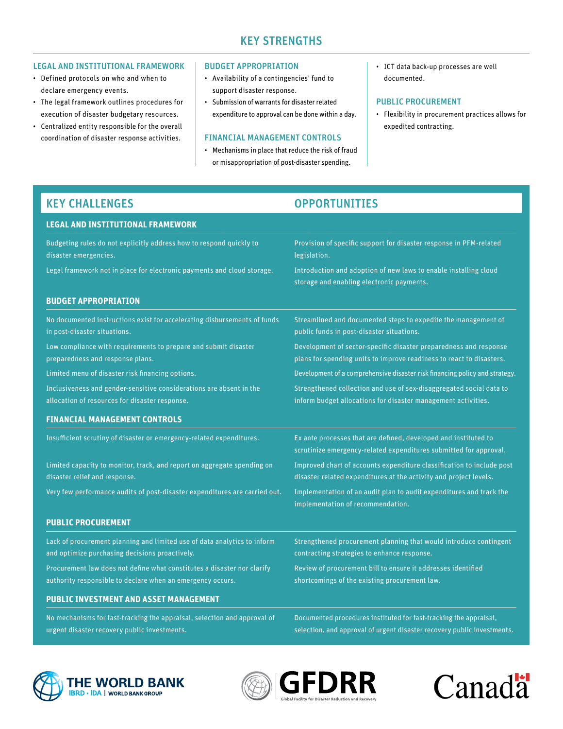## KEY STRENGTHS

### LEGAL AND INSTITUTIONAL FRAMEWORK

- Defined protocols on who and when to declare emergency events.
- The legal framework outlines procedures for execution of disaster budgetary resources.
- Centralized entity responsible for the overall coordination of disaster response activities.

### BUDGET APPROPRIATION

- Availability of a contingencies' fund to support disaster response.
- Submission of warrants for disaster related expenditure to approval can be done within a day.

### FINANCIAL MANAGEMENT CONTROLS

- Mechanisms in place that reduce the risk of fraud or misappropriation of post-disaster spending.
- ICT data back-up processes are well documented.

### PUBLIC PROCUREMENT

- Flexibility in procurement practices allows for expedited contracting.

## KEY CHALLENGES / OPPORTUNITIES

| KEY CHALLENGES | OPPORTUNITIES |
|---|---|
| **LEGAL AND INSTITUTIONAL FRAMEWORK** | |
| Budgeting rules do not explicitly address how to respond quickly to disaster emergencies. | Provision of specific support for disaster response in PFM-related legislation. |
| Legal framework not in place for electronic payments and cloud storage. | Introduction and adoption of new laws to enable installing cloud storage and enabling electronic payments. |
| **BUDGET APPROPRIATION** | |
| No documented instructions exist for accelerating disbursements of funds in post-disaster situations. | Streamlined and documented steps to expedite the management of public funds in post-disaster situations. |
| Low compliance with requirements to prepare and submit disaster preparedness and response plans. | Development of sector-specific disaster preparedness and response plans for spending units to improve readiness to react to disasters. |
| Limited menu of disaster risk financing options. | Development of a comprehensive disaster risk financing policy and strategy. |
| Inclusiveness and gender-sensitive considerations are absent in the allocation of resources for disaster response. | Strengthened collection and use of sex-disaggregated social data to inform budget allocations for disaster management activities. |
| **FINANCIAL MANAGEMENT CONTROLS** | |
| Insufficient scrutiny of disaster or emergency-related expenditures. | Ex ante processes that are defined, developed and instituted to scrutinize emergency-related expenditures submitted for approval. |
| Limited capacity to monitor, track, and report on aggregate spending on disaster relief and response. | Improved chart of accounts expenditure classification to include post disaster related expenditures at the activity and project levels. |
| Very few performance audits of post-disaster expenditures are carried out. | Implementation of an audit plan to audit expenditures and track the implementation of recommendation. |
| **PUBLIC PROCUREMENT** | |
| Lack of procurement planning and limited use of data analytics to inform and optimize purchasing decisions proactively. | Strengthened procurement planning that would introduce contingent contracting strategies to enhance response. |
| Procurement law does not define what constitutes a disaster nor clarify authority responsible to declare when an emergency occurs. | Review of procurement bill to ensure it addresses identified shortcomings of the existing procurement law. |
| **PUBLIC INVESTMENT AND ASSET MANAGEMENT** | |
| No mechanisms for fast-tracking the appraisal, selection and approval of urgent disaster recovery public investments. | Documented procedures instituted for fast-tracking the appraisal, selection, and approval of urgent disaster recovery public investments. |

THE WORLD BANK IBRD • IDA | WORLD BANK GROUP

GFDRR Global Facility for Disaster Reduction and Recovery

Canada